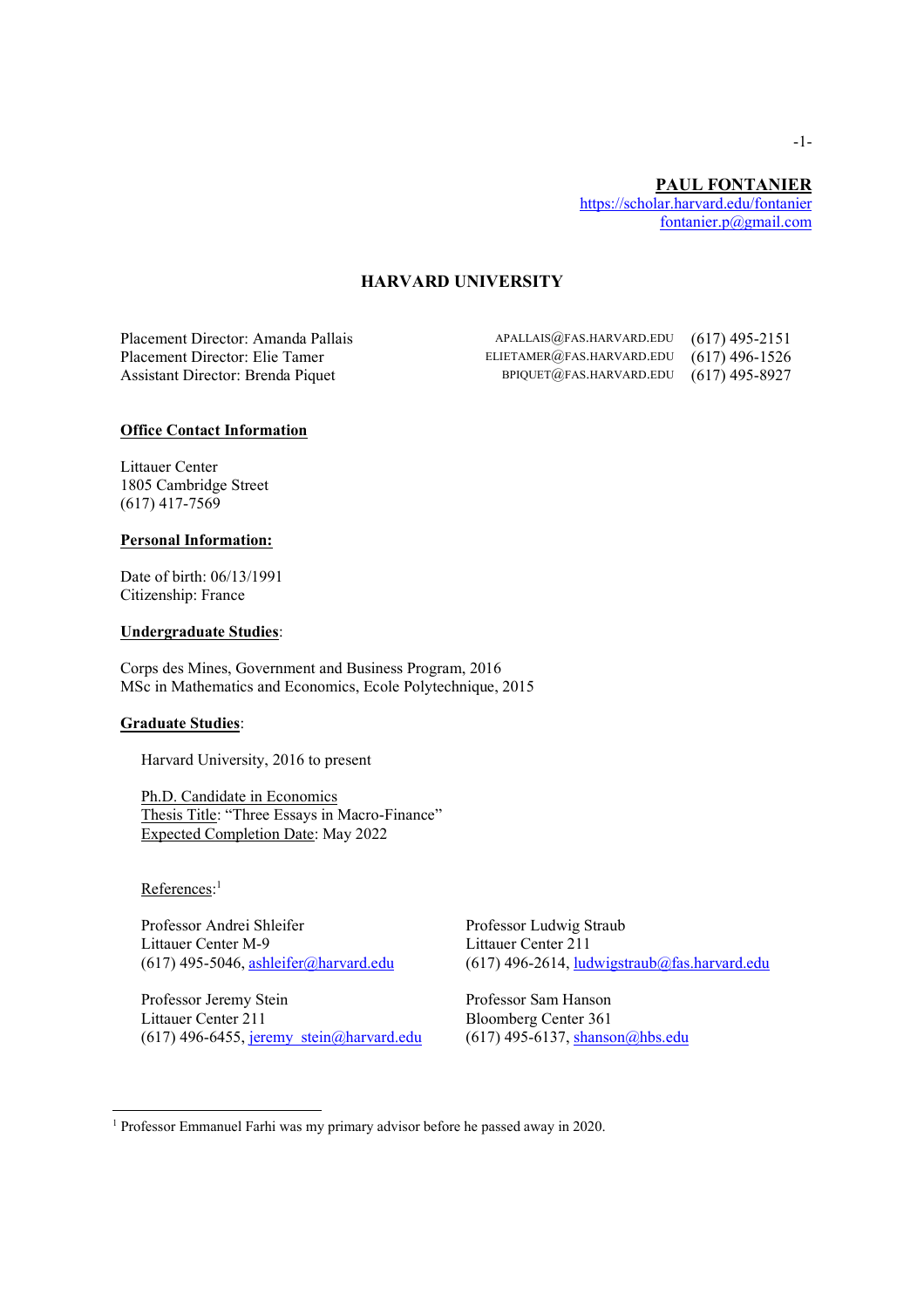**PAUL FONTANIER**
https://scholar.harvard.edu/fontanier
fontanier.p@gmail.com

# HARVARD UNIVERSITY

| | | |
|---|---|---|
| Placement Director: Amanda Pallais | APALLAIS@FAS.HARVARD.EDU | (617) 495-2151 |
| Placement Director: Elie Tamer | ELIETAMER@FAS.HARVARD.EDU | (617) 496-1526 |
| Assistant Director: Brenda Piquet | BPIQUET@FAS.HARVARD.EDU | (617) 495-8927 |

## Office Contact Information

Littauer Center
1805 Cambridge Street
(617) 417-7569

## Personal Information:

Date of birth: 06/13/1991
Citizenship: France

## Undergraduate Studies:

Corps des Mines, Government and Business Program, 2016
MSc in Mathematics and Economics, Ecole Polytechnique, 2015

## Graduate Studies:

Harvard University, 2016 to present

Ph.D. Candidate in Economics
Thesis Title: "Three Essays in Macro-Finance"
Expected Completion Date: May 2022

References:[1]

Professor Andrei Shleifer
Littauer Center M-9
(617) 495-5046, ashleifer@harvard.edu

Professor Ludwig Straub
Littauer Center 211
(617) 496-2614, ludwigstraub@fas.harvard.edu

Professor Jeremy Stein
Littauer Center 211
(617) 496-6455, jeremy_stein@harvard.edu

Professor Sam Hanson
Bloomberg Center 361
(617) 495-6137, shanson@hbs.edu

[1] Professor Emmanuel Farhi was my primary advisor before he passed away in 2020.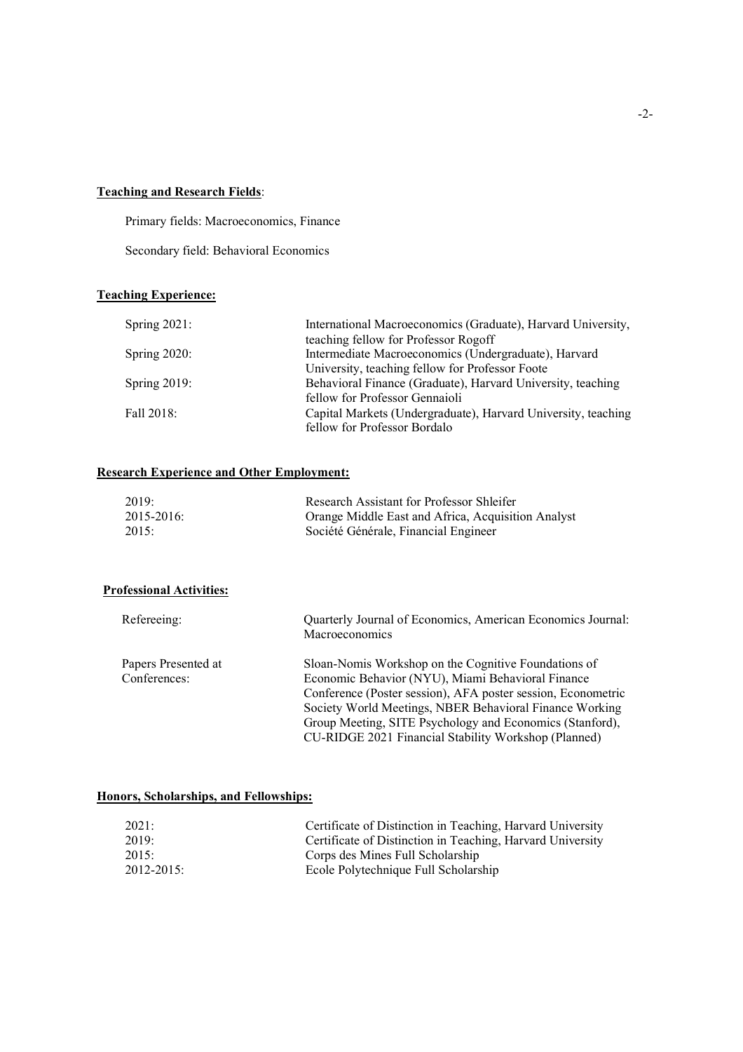## Teaching and Research Fields:

Primary fields: Macroeconomics, Finance

Secondary field: Behavioral Economics

## Teaching Experience:

| | |
|---|---|
| Spring 2021: | International Macroeconomics (Graduate), Harvard University, teaching fellow for Professor Rogoff |
| Spring 2020: | Intermediate Macroeconomics (Undergraduate), Harvard University, teaching fellow for Professor Foote |
| Spring 2019: | Behavioral Finance (Graduate), Harvard University, teaching fellow for Professor Gennaioli |
| Fall 2018: | Capital Markets (Undergraduate), Harvard University, teaching fellow for Professor Bordalo |

## Research Experience and Other Employment:

| | |
|---|---|
| 2019: | Research Assistant for Professor Shleifer |
| 2015-2016: | Orange Middle East and Africa, Acquisition Analyst |
| 2015: | Société Générale, Financial Engineer |

## Professional Activities:

| | |
|---|---|
| Refereeing: | Quarterly Journal of Economics, American Economics Journal: Macroeconomics |
| Papers Presented at Conferences: | Sloan-Nomis Workshop on the Cognitive Foundations of Economic Behavior (NYU), Miami Behavioral Finance Conference (Poster session), AFA poster session, Econometric Society World Meetings, NBER Behavioral Finance Working Group Meeting, SITE Psychology and Economics (Stanford), CU-RIDGE 2021 Financial Stability Workshop (Planned) |

## Honors, Scholarships, and Fellowships:

| | |
|---|---|
| 2021: | Certificate of Distinction in Teaching, Harvard University |
| 2019: | Certificate of Distinction in Teaching, Harvard University |
| 2015: | Corps des Mines Full Scholarship |
| 2012-2015: | Ecole Polytechnique Full Scholarship |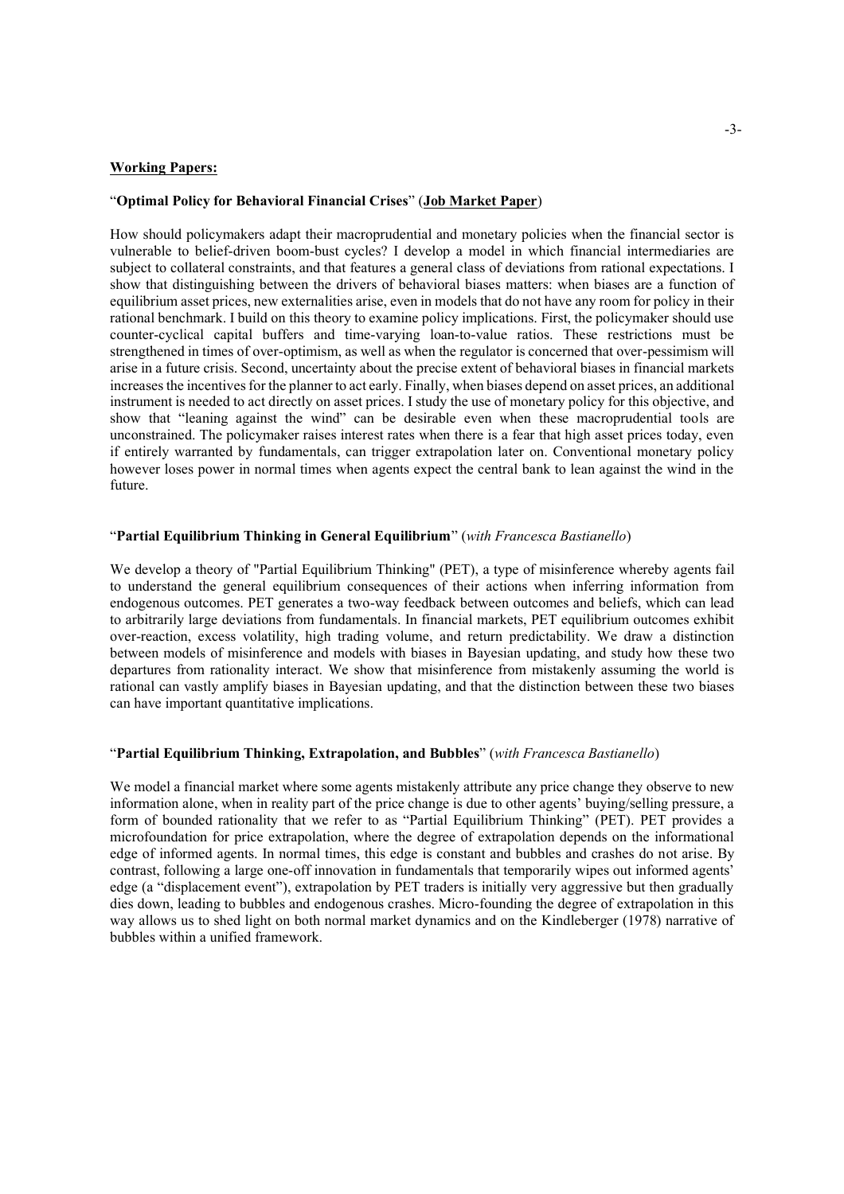## Working Papers:

"**Optimal Policy for Behavioral Financial Crises**" (**Job Market Paper**)

How should policymakers adapt their macroprudential and monetary policies when the financial sector is vulnerable to belief-driven boom-bust cycles? I develop a model in which financial intermediaries are subject to collateral constraints, and that features a general class of deviations from rational expectations. I show that distinguishing between the drivers of behavioral biases matters: when biases are a function of equilibrium asset prices, new externalities arise, even in models that do not have any room for policy in their rational benchmark. I build on this theory to examine policy implications. First, the policymaker should use counter-cyclical capital buffers and time-varying loan-to-value ratios. These restrictions must be strengthened in times of over-optimism, as well as when the regulator is concerned that over-pessimism will arise in a future crisis. Second, uncertainty about the precise extent of behavioral biases in financial markets increases the incentives for the planner to act early. Finally, when biases depend on asset prices, an additional instrument is needed to act directly on asset prices. I study the use of monetary policy for this objective, and show that "leaning against the wind" can be desirable even when these macroprudential tools are unconstrained. The policymaker raises interest rates when there is a fear that high asset prices today, even if entirely warranted by fundamentals, can trigger extrapolation later on. Conventional monetary policy however loses power in normal times when agents expect the central bank to lean against the wind in the future.

"**Partial Equilibrium Thinking in General Equilibrium**" (*with Francesca Bastianello*)

We develop a theory of "Partial Equilibrium Thinking" (PET), a type of misinference whereby agents fail to understand the general equilibrium consequences of their actions when inferring information from endogenous outcomes. PET generates a two-way feedback between outcomes and beliefs, which can lead to arbitrarily large deviations from fundamentals. In financial markets, PET equilibrium outcomes exhibit over-reaction, excess volatility, high trading volume, and return predictability. We draw a distinction between models of misinference and models with biases in Bayesian updating, and study how these two departures from rationality interact. We show that misinference from mistakenly assuming the world is rational can vastly amplify biases in Bayesian updating, and that the distinction between these two biases can have important quantitative implications.

"**Partial Equilibrium Thinking, Extrapolation, and Bubbles**" (*with Francesca Bastianello*)

We model a financial market where some agents mistakenly attribute any price change they observe to new information alone, when in reality part of the price change is due to other agents' buying/selling pressure, a form of bounded rationality that we refer to as "Partial Equilibrium Thinking" (PET). PET provides a microfoundation for price extrapolation, where the degree of extrapolation depends on the informational edge of informed agents. In normal times, this edge is constant and bubbles and crashes do not arise. By contrast, following a large one-off innovation in fundamentals that temporarily wipes out informed agents' edge (a "displacement event"), extrapolation by PET traders is initially very aggressive but then gradually dies down, leading to bubbles and endogenous crashes. Micro-founding the degree of extrapolation in this way allows us to shed light on both normal market dynamics and on the Kindleberger (1978) narrative of bubbles within a unified framework.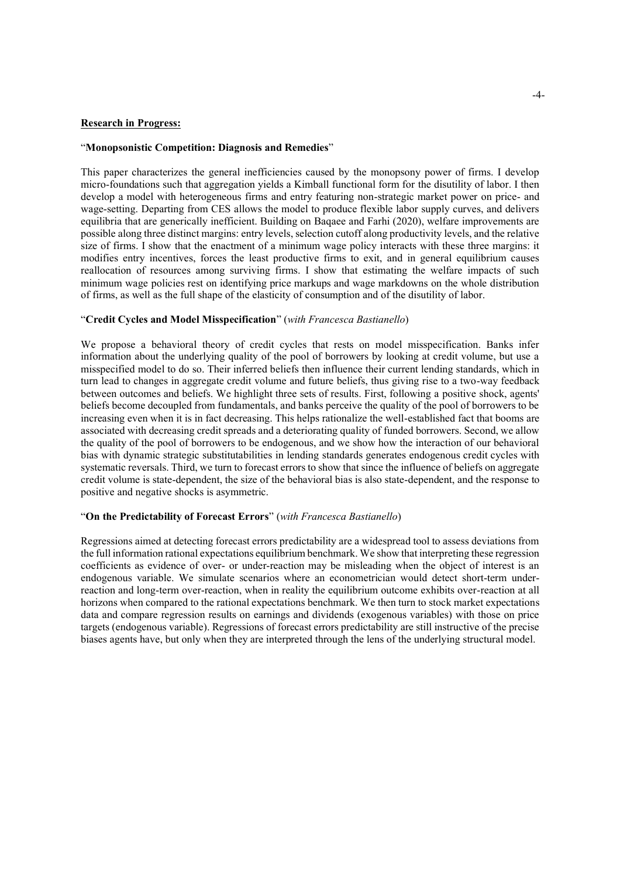**Research in Progress:**

"**Monopsonistic Competition: Diagnosis and Remedies**"

This paper characterizes the general inefficiencies caused by the monopsony power of firms. I develop micro-foundations such that aggregation yields a Kimball functional form for the disutility of labor. I then develop a model with heterogeneous firms and entry featuring non-strategic market power on price- and wage-setting. Departing from CES allows the model to produce flexible labor supply curves, and delivers equilibria that are generically inefficient. Building on Baqaee and Farhi (2020), welfare improvements are possible along three distinct margins: entry levels, selection cutoff along productivity levels, and the relative size of firms. I show that the enactment of a minimum wage policy interacts with these three margins: it modifies entry incentives, forces the least productive firms to exit, and in general equilibrium causes reallocation of resources among surviving firms. I show that estimating the welfare impacts of such minimum wage policies rest on identifying price markups and wage markdowns on the whole distribution of firms, as well as the full shape of the elasticity of consumption and of the disutility of labor.

"**Credit Cycles and Model Misspecification**" (*with Francesca Bastianello*)

We propose a behavioral theory of credit cycles that rests on model misspecification. Banks infer information about the underlying quality of the pool of borrowers by looking at credit volume, but use a misspecified model to do so. Their inferred beliefs then influence their current lending standards, which in turn lead to changes in aggregate credit volume and future beliefs, thus giving rise to a two-way feedback between outcomes and beliefs. We highlight three sets of results. First, following a positive shock, agents' beliefs become decoupled from fundamentals, and banks perceive the quality of the pool of borrowers to be increasing even when it is in fact decreasing. This helps rationalize the well-established fact that booms are associated with decreasing credit spreads and a deteriorating quality of funded borrowers. Second, we allow the quality of the pool of borrowers to be endogenous, and we show how the interaction of our behavioral bias with dynamic strategic substitutabilities in lending standards generates endogenous credit cycles with systematic reversals. Third, we turn to forecast errors to show that since the influence of beliefs on aggregate credit volume is state-dependent, the size of the behavioral bias is also state-dependent, and the response to positive and negative shocks is asymmetric.

"**On the Predictability of Forecast Errors**" (*with Francesca Bastianello*)

Regressions aimed at detecting forecast errors predictability are a widespread tool to assess deviations from the full information rational expectations equilibrium benchmark. We show that interpreting these regression coefficients as evidence of over- or under-reaction may be misleading when the object of interest is an endogenous variable. We simulate scenarios where an econometrician would detect short-term under-reaction and long-term over-reaction, when in reality the equilibrium outcome exhibits over-reaction at all horizons when compared to the rational expectations benchmark. We then turn to stock market expectations data and compare regression results on earnings and dividends (exogenous variables) with those on price targets (endogenous variable). Regressions of forecast errors predictability are still instructive of the precise biases agents have, but only when they are interpreted through the lens of the underlying structural model.